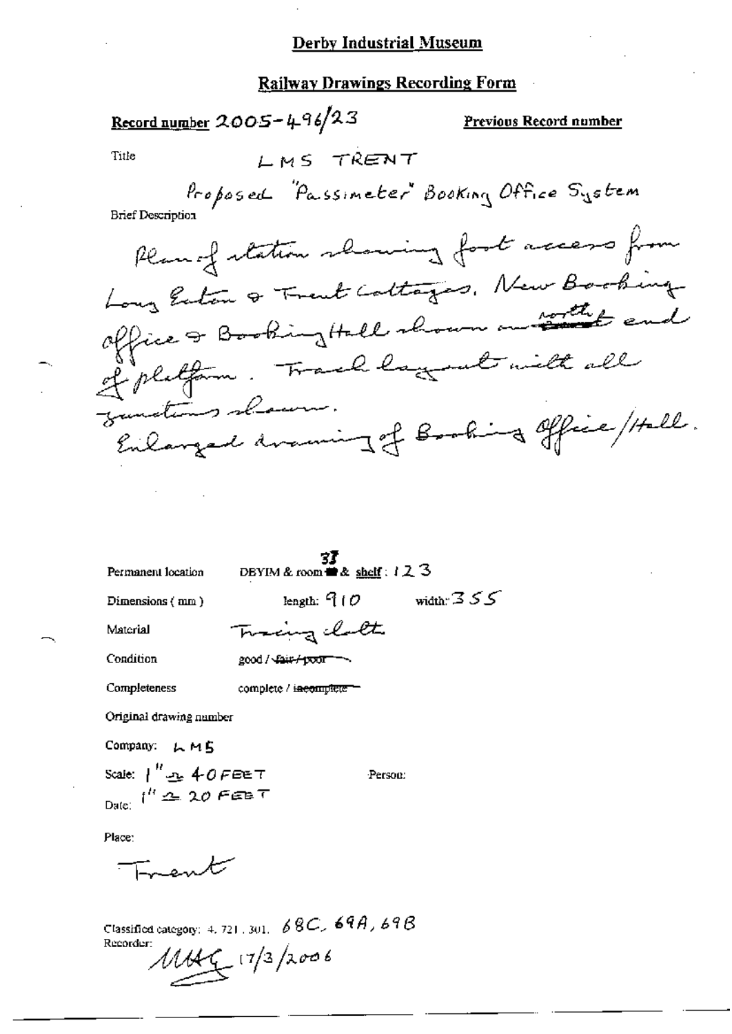# Derby Industrial Museum

## Railway Drawings Recording Form

**Record number** 2005-496/23 **Previous Record number**

Title LMS TRENT

Proposed "Passimeter" Booking Office System

Brief Description

Plan of station showing foot access from Long Eaton & Trent Cottages. New Booking office & Booking Hall shown on ~~south~~ north end of platform. Track layout with all junctions shown.

Enlarged drawing of Booking Office/Hall.

Permanent location DBYIM & room ~~■~~ 37 & shelf: 123

Dimensions (mm) length: 910 width: 355

Material Tracing cloth

Condition good / ~~fair / poor~~

Completeness complete / ~~incomplete~~

Original drawing number

Company: LMS

Scale: 1" = 40 FEET
1" = 20 FEET

Person:

Date:

Place:

Trent

Classified category: 4, 721, 301, 68C, 69A, 69B

Recorder: MAG 17/3/2006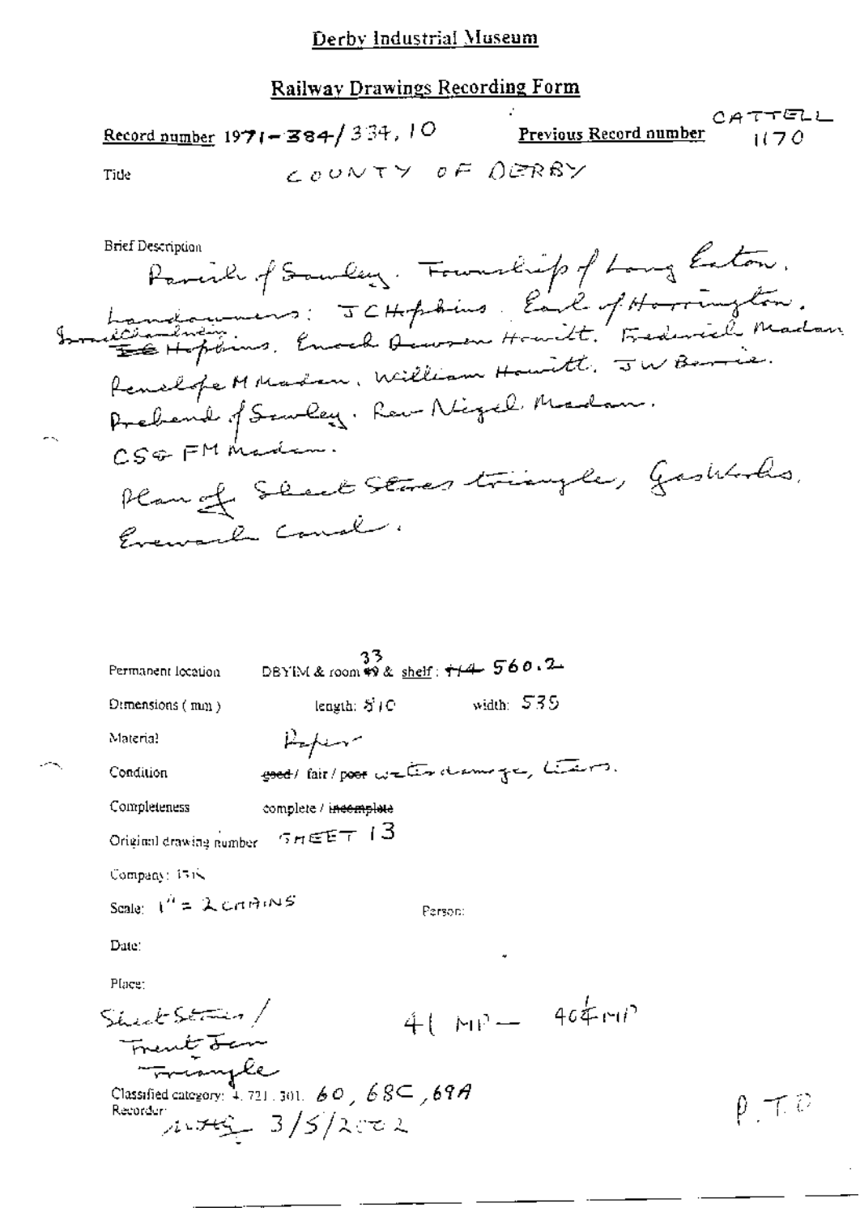# Derby Industrial Museum

## Railway Drawings Recording Form

**Record number** 1971-384/334, 10 **Previous Record number** CATTELL 1170

**Title** COUNTY OF DERBY

**Brief Description**

Parish of Sawley. Township of Long Eaton.
Landowners: JCHopkins. Earl of Harrington.
~~EG~~ Smallchambers Hopkins. Enoch Dawson Howitt. Frederick Madan.
Penelope M Madan. William Howitt. JW Bowie.
Prebend of Sawley. Rev Nigel Madan.
CS & FM Madan.
Plan of Sheet Stores triangle, Gasworks.
Erewash Canal.

**Permanent location** DBYIM & room ~~49~~ 33 & shelf: ~~114~~ 560.2

**Dimensions (mm)** length: 510 width: 535

**Material** Paper

**Condition** ~~good~~ / fair / ~~poor~~ water damage, tears.

**Completeness** complete / ~~incomplete~~

**Original drawing number** SHEET 13

**Company:** MR

**Scale:** 1" = 2 CHAINS

**Person:**

**Date:**

**Place:**

Sheet Stores / Trent Jcn Triangle

41 MP — 40¼ MP

**Classified category:** 4.721.301. 60, 68C, 69A

**Recorder:** [initials] 3/5/2002

P.T.O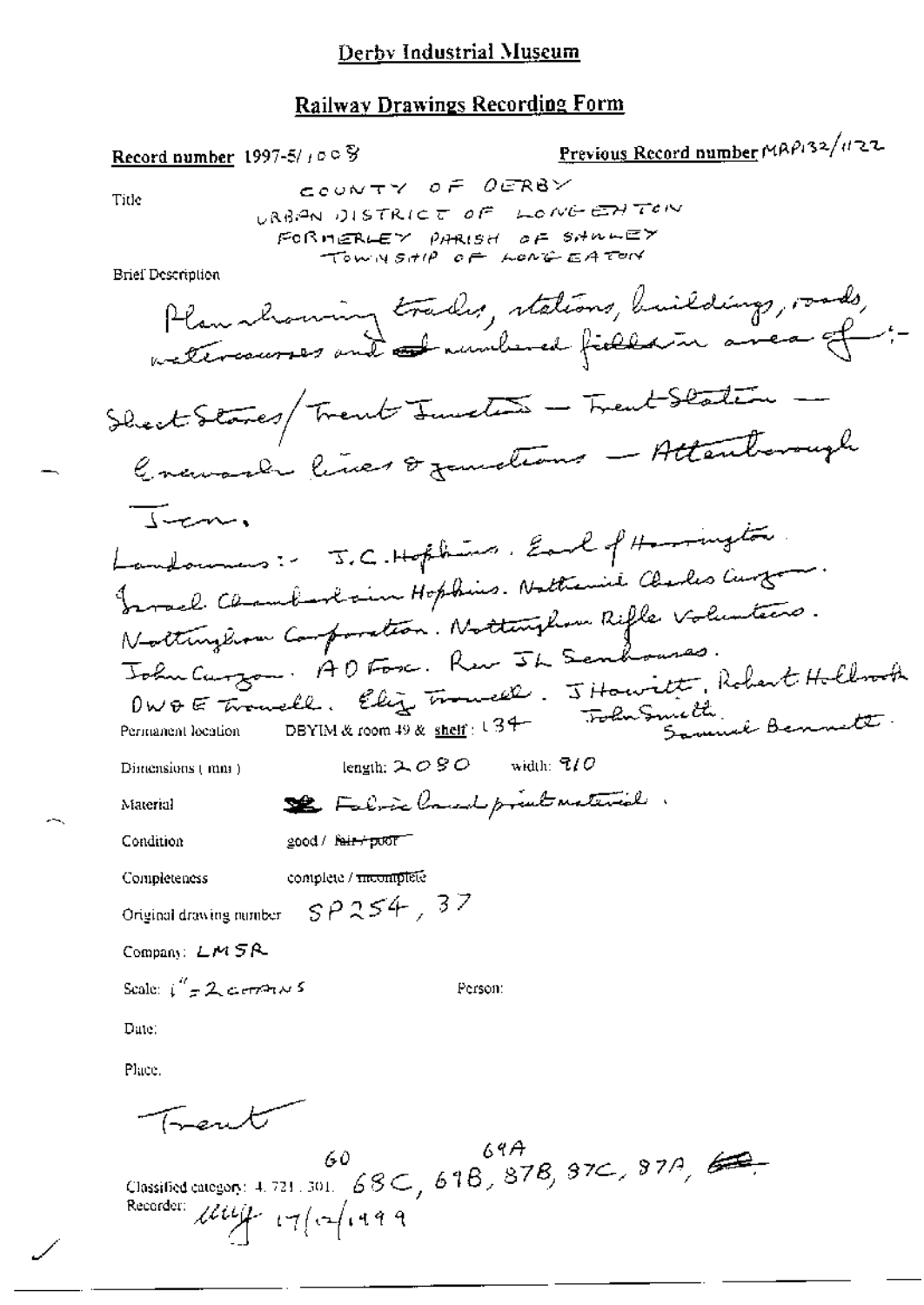Derby Industrial Museum

## Railway Drawings Recording Form

**Record number** 1997-5/1008

**Previous Record number** MAP132/1122

Title

COUNTY OF DERBY
URBAN DISTRICT OF LONG EATON
FORMERLY PARISH OF SAWLEY
TOWNSHIP OF LONG EATON

Brief Description

Plan showing tracks, stations, buildings, roads, watercourses and numbered fields in area of:- Sheet Stores/Trent Junction – Trent Station – Erewash lines & junctions – Attenborough Jcn.

Landowners:- J.C. Hopkins. Earl of Harrington. Israel Chamberlain Hopkins. Nathaniel Charles Curzon. Nottingham Corporation. Nottingham Rifle Volunteers. John Curzon. A O Fox. Rev JL Senhouses. DW & E Trowell. Eliz Trowell. J Howitt. Robert Holbrook. John Smith. Samuel Bennett.

Permanent location DBYIM & room 49 & shelf: 134

Dimensions (mm) length: 2080 width: 910

Material Fabric backed print material.

Condition good / ~~fair / poor~~

Completeness complete / ~~incomplete~~

Original drawing number SP254, 37

Company: LMSR

Scale: 1" = 2 chains

Person:

Date:

Place.

Trent

Classified category: 4. 721. 301. 60 68C, 69A 69B, 87B, 87C, 87A

Recorder: [signature] 17/12/1999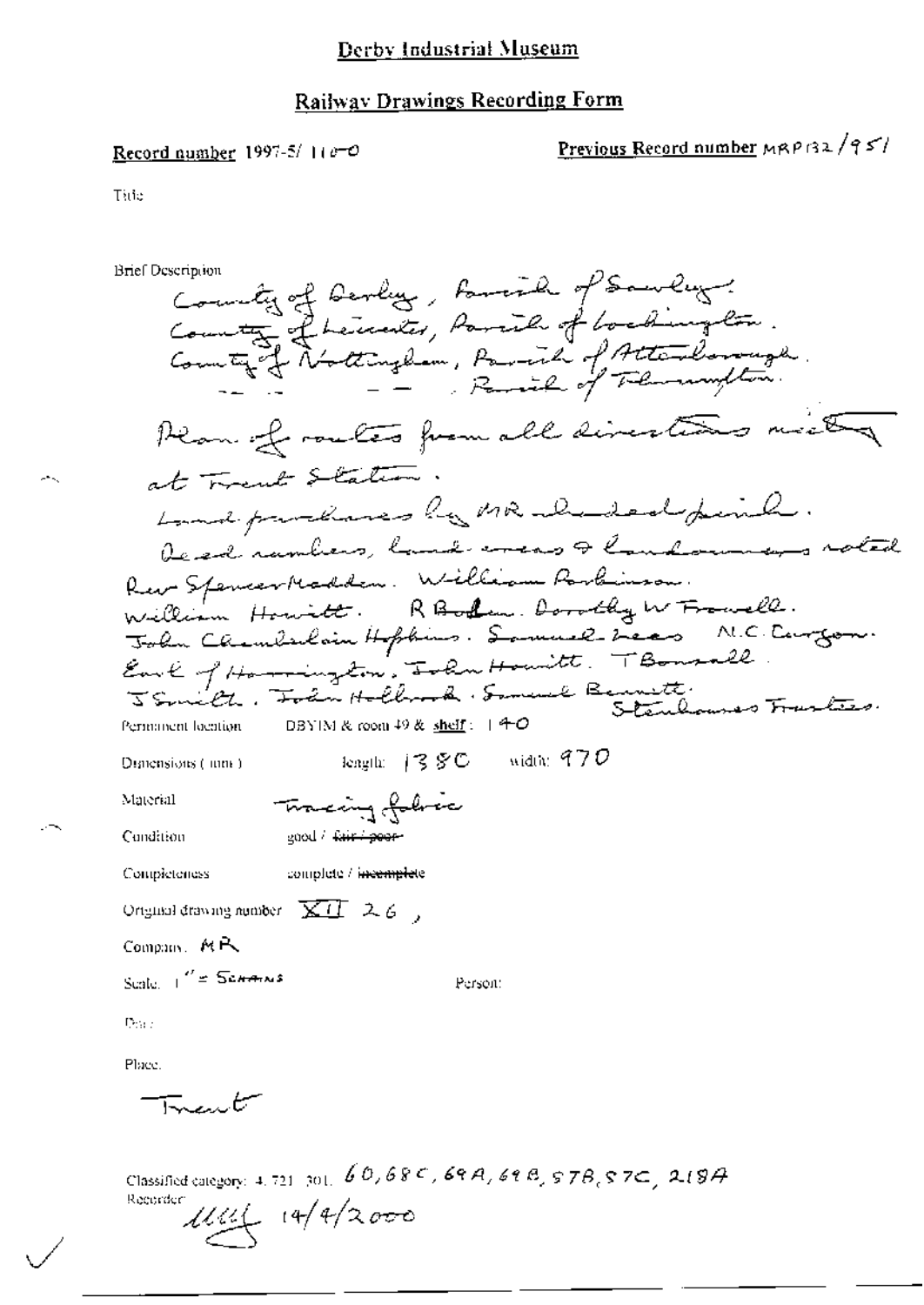# Derby Industrial Museum

## Railway Drawings Recording Form

**Record number** 1997-5/ 110-0

**Previous Record number** MRP132/951

Title

Brief Description

County of Derby, Parish of Sawley.
County of Leicester, Parish of Lockington.
County of Nottingham, Parish of Attenborough.
— — Parish of Thrumpton.

Plan of routes from all directions meeting at Trent Station.

Land purchases by MR shaded pink.

Deed numbers, land areas & landowners noted

Rev Spencer Madden. William Robinson.
William Howitt. R Boden. Dorothy W Frowell.
John Chamberlain Hopkins. Samuel Leas N.C. Curzon.
Earl of Harrington. John Howitt. T Bonsall.
J Smith. John Holbrook. Samuel Bennett.
Stenhouses Trustees.

Permanent location DBYIM & room 49 & shelf: 140

Dimensions (mm) length: 1380 width: 970

Material Tracing fabric

Condition good / ~~fair / poor~~

Completeness complete / ~~incomplete~~

Original drawing number XII 26,

Company: MR

Scale: 1" = 5chains

Person:

Date:

Place:

Trent

Classified category: 4. 721. 301. 60, 68C, 69A, 69B, 57B, 57C, 218A

Recorder: [signature] 14/4/2000